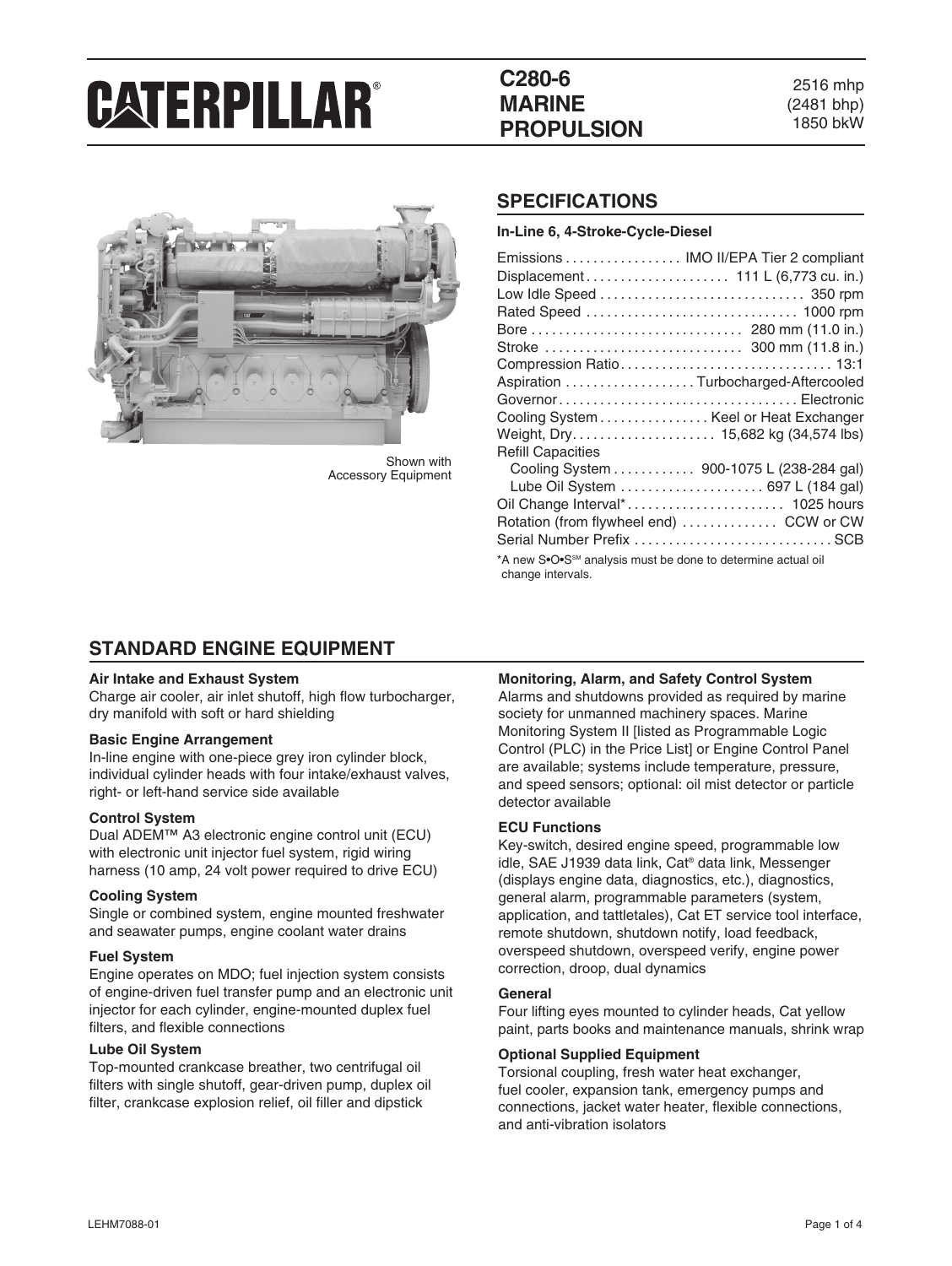# CATERPILLAR®

## C280-6 MARINE PROPULSION

2516 mhp
(2481 bhp)
1850 bkW

Shown with Accessory Equipment

## SPECIFICATIONS

**In-Line 6, 4-Stroke-Cycle-Diesel**

| Specification | Value |
|---|---|
| Emissions | IMO II/EPA Tier 2 compliant |
| Displacement | 111 L (6,773 cu. in.) |
| Low Idle Speed | 350 rpm |
| Rated Speed | 1000 rpm |
| Bore | 280 mm (11.0 in.) |
| Stroke | 300 mm (11.8 in.) |
| Compression Ratio | 13:1 |
| Aspiration | Turbocharged-Aftercooled |
| Governor | Electronic |
| Cooling System | Keel or Heat Exchanger |
| Weight, Dry | 15,682 kg (34,574 lbs) |
| Refill Capacities | |
| Cooling System | 900-1075 L (238-284 gal) |
| Lube Oil System | 697 L (184 gal) |
| Oil Change Interval* | 1025 hours |
| Rotation (from flywheel end) | CCW or CW |
| Serial Number Prefix | SCB |

*A new S•O•S[SM] analysis must be done to determine actual oil change intervals.

## STANDARD ENGINE EQUIPMENT

**Air Intake and Exhaust System**
Charge air cooler, air inlet shutoff, high flow turbocharger, dry manifold with soft or hard shielding

**Basic Engine Arrangement**
In-line engine with one-piece grey iron cylinder block, individual cylinder heads with four intake/exhaust valves, right- or left-hand service side available

**Control System**
Dual ADEM™ A3 electronic engine control unit (ECU) with electronic unit injector fuel system, rigid wiring harness (10 amp, 24 volt power required to drive ECU)

**Cooling System**
Single or combined system, engine mounted freshwater and seawater pumps, engine coolant water drains

**Fuel System**
Engine operates on MDO; fuel injection system consists of engine-driven fuel transfer pump and an electronic unit injector for each cylinder, engine-mounted duplex fuel filters, and flexible connections

**Lube Oil System**
Top-mounted crankcase breather, two centrifugal oil filters with single shutoff, gear-driven pump, duplex oil filter, crankcase explosion relief, oil filler and dipstick

**Monitoring, Alarm, and Safety Control System**
Alarms and shutdowns provided as required by marine society for unmanned machinery spaces. Marine Monitoring System II [listed as Programmable Logic Control (PLC) in the Price List] or Engine Control Panel are available; systems include temperature, pressure, and speed sensors; optional: oil mist detector or particle detector available

**ECU Functions**
Key-switch, desired engine speed, programmable low idle, SAE J1939 data link, Cat® data link, Messenger (displays engine data, diagnostics, etc.), diagnostics, general alarm, programmable parameters (system, application, and tattletales), Cat ET service tool interface, remote shutdown, shutdown notify, load feedback, overspeed shutdown, overspeed verify, engine power correction, droop, dual dynamics

**General**
Four lifting eyes mounted to cylinder heads, Cat yellow paint, parts books and maintenance manuals, shrink wrap

**Optional Supplied Equipment**
Torsional coupling, fresh water heat exchanger, fuel cooler, expansion tank, emergency pumps and connections, jacket water heater, flexible connections, and anti-vibration isolators

LEHM7088-01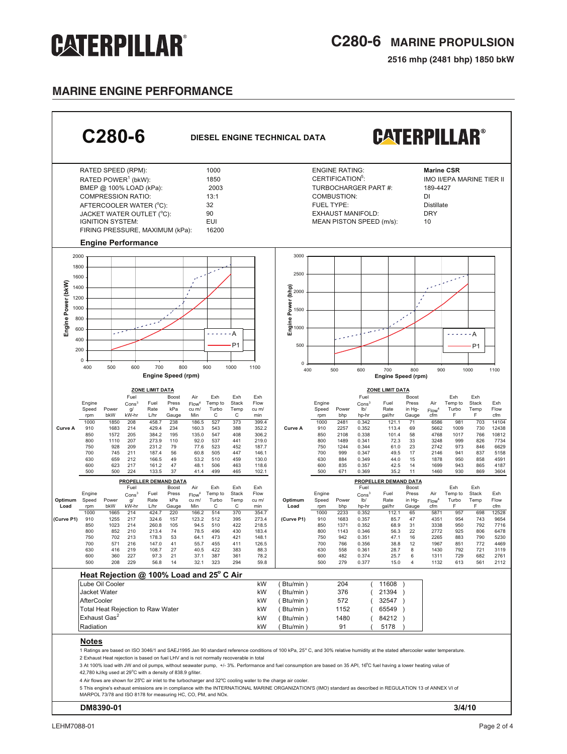# C280-6 MARINE PROPULSION

**2516 mhp (2481 bhp) 1850 bkW**

## MARINE ENGINE PERFORMANCE

## C280-6 DIESEL ENGINE TECHNICAL DATA

| | | | |
|---|---|---|---|
| RATED SPEED (RPM): | 1000 | ENGINE RATING: | **Marine CSR** |
| RATED POWER[1] (bkW): | 1850 | CERTIFICATION[5]: | IMO II/EPA MARINE TIER II |
| BMEP @ 100% LOAD (kPa): | 2003 | TURBOCHARGER PART #: | 189-4427 |
| COMPRESSION RATIO: | 13:1 | COMBUSTION: | DI |
| AFTERCOOLER WATER (°C): | 32 | FUEL TYPE: | Distillate |
| JACKET WATER OUTLET (°C): | 90 | EXHAUST MANIFOLD: | DRY |
| IGNITION SYSTEM: | EUI | MEAN PISTON SPEED (m/s): | 10 |
| FIRING PRESSURE, MAXIMUM (kPa): | 16200 | | |

### Engine Performance

(Charts: Engine Power (bkW) and Engine Power (bhp) vs. Engine Speed (rpm); curves A and P1)

### ZONE LIMIT DATA (Metric)

| | Engine Speed rpm | Power bkW | Fuel Cons[3] g/kW-hr | Fuel Rate L/hr | Boost Press kPa Gauge | Air Flow[4] cu m/Min | Exh Temp to Turbo C | Exh Stack Temp C | Exh Flow cu m/min |
|---|---|---|---|---|---|---|---|---|---|
| Curve A | 1000 | 1850 | 208 | 458.7 | 238 | 186.5 | 527 | 373 | 399.4 |
| | 910 | 1683 | 214 | 429.4 | 234 | 160.3 | 543 | 388 | 352.2 |
| | 850 | 1572 | 205 | 384.2 | 195 | 135.0 | 547 | 408 | 306.2 |
| | 800 | 1110 | 207 | 273.9 | 110 | 92.0 | 537 | 441 | 219.0 |
| | 750 | 928 | 209 | 231.2 | 79 | 77.6 | 523 | 452 | 187.7 |
| | 700 | 745 | 211 | 187.4 | 56 | 60.8 | 505 | 447 | 146.1 |
| | 630 | 659 | 212 | 166.5 | 49 | 53.2 | 510 | 459 | 130.0 |
| | 600 | 623 | 217 | 161.2 | 47 | 48.1 | 506 | 463 | 118.6 |
| | 500 | 500 | 224 | 133.5 | 37 | 41.4 | 499 | 465 | 102.1 |

### PROPELLER DEMAND DATA (Metric)

| Optimum Load | Engine Speed rpm | Power bkW | Fuel Cons[3] g/kW-hr | Fuel Rate L/hr | Boost Press kPa Gauge | Air Flow[4] cu m/Min | Exh Temp to Turbo C | Exh Stack Temp C | Exh Flow cu m/min |
|---|---|---|---|---|---|---|---|---|---|
| (Curve P1) | 1000 | 1665 | 214 | 424.7 | 220 | 166.2 | 514 | 370 | 354.7 |
| | 910 | 1255 | 217 | 324.6 | 157 | 123.2 | 512 | 395 | 273.4 |
| | 850 | 1023 | 214 | 260.8 | 105 | 94.5 | 510 | 422 | 218.5 |
| | 800 | 852 | 210 | 213.4 | 74 | 78.5 | 496 | 430 | 183.4 |
| | 750 | 702 | 213 | 178.3 | 53 | 64.1 | 473 | 421 | 148.1 |
| | 700 | 571 | 216 | 147.0 | 41 | 55.7 | 455 | 411 | 126.5 |
| | 630 | 416 | 219 | 108.7 | 27 | 40.5 | 422 | 383 | 88.3 |
| | 600 | 360 | 227 | 97.3 | 21 | 37.1 | 387 | 361 | 78.2 |
| | 500 | 208 | 229 | 56.8 | 14 | 32.1 | 323 | 294 | 59.8 |

### ZONE LIMIT DATA (English)

| | Engine Speed rpm | Power bhp | Fuel Cons[3] lb/hp-hr | Fuel Rate gal/hr | Boost Press in Hg-Gauge | Air Flow[4] cfm | Exh Temp to Turbo F | Exh Stack Temp F | Exh Flow cfm |
|---|---|---|---|---|---|---|---|---|---|
| Curve A | 1000 | 2481 | 0.342 | 121.1 | 71 | 6586 | 981 | 703 | 14104 |
| | 910 | 2257 | 0.352 | 113.4 | 69 | 5662 | 1009 | 730 | 12438 |
| | 850 | 2108 | 0.338 | 101.4 | 58 | 4768 | 1017 | 766 | 10812 |
| | 800 | 1489 | 0.341 | 72.3 | 33 | 3248 | 999 | 826 | 7734 |
| | 750 | 1244 | 0.344 | 61.0 | 23 | 2742 | 973 | 846 | 6629 |
| | 700 | 999 | 0.347 | 49.5 | 17 | 2146 | 941 | 837 | 5158 |
| | 630 | 884 | 0.349 | 44.0 | 15 | 1878 | 950 | 858 | 4591 |
| | 600 | 835 | 0.357 | 42.5 | 14 | 1699 | 943 | 865 | 4187 |
| | 500 | 671 | 0.369 | 35.2 | 11 | 1460 | 930 | 869 | 3604 |

### PROPELLER DEMAND DATA (English)

| Optimum Load | Engine Speed rpm | Power bhp | Fuel Cons[3] lb/hp-hr | Fuel Rate gal/hr | Boost Press in Hg-Gauge | Air Flow[4] cfm | Exh Temp to Turbo F | Exh Stack Temp F | Exh Flow cfm |
|---|---|---|---|---|---|---|---|---|---|
| (Curve P1) | 1000 | 2233 | 0.352 | 112.1 | 65 | 5871 | 957 | 698 | 12528 |
| | 910 | 1683 | 0.357 | 85.7 | 47 | 4351 | 954 | 743 | 9654 |
| | 850 | 1371 | 0.352 | 68.9 | 31 | 3338 | 950 | 792 | 7716 |
| | 800 | 1143 | 0.346 | 56.3 | 22 | 2772 | 925 | 806 | 6478 |
| | 750 | 942 | 0.351 | 47.1 | 16 | 2265 | 883 | 790 | 5230 |
| | 700 | 766 | 0.356 | 38.8 | 12 | 1967 | 851 | 772 | 4469 |
| | 630 | 558 | 0.361 | 28.7 | 8 | 1430 | 792 | 721 | 3119 |
| | 600 | 482 | 0.374 | 25.7 | 6 | 1311 | 729 | 682 | 2761 |
| | 500 | 279 | 0.377 | 15.0 | 4 | 1132 | 613 | 561 | 2112 |

### Heat Rejection @ 100% Load and 25° C Air

| | | kW | | (Btu/min) |
|---|---|---|---|---|
| Lube Oil Cooler | kW | 204 | (Btu/min) | (11608) |
| Jacket Water | kW | 376 | (Btu/min) | (21394) |
| AfterCooler | kW | 572 | (Btu/min) | (32547) |
| Total Heat Rejection to Raw Water | kW | 1152 | (Btu/min) | (65549) |
| Exhaust Gas[2] | kW | 1480 | (Btu/min) | (84212) |
| Radiation | kW | 91 | (Btu/min) | (5178) |

### Notes

1 Ratings are based on ISO 3046/1 and SAEJ1995 Jan 90 standard reference conditions of 100 kPa, 25° C, and 30% relative humidity at the stated aftercooler water temperature.

2 Exhaust Heat rejection is based on fuel LHV and is not normally recoverable in total

3 At 100% load with JW and oil pumps, without seawater pump, +/- 3%. Performance and fuel consumption are based on 35 API, 16°C fuel having a lower heating value of 42,780 kJ/kg used at 29°C with a density of 838.9 g/liter.

4 Air flows are shown for 25°C air inlet to the turbocharger and 32°C cooling water to the charge air cooler.

5 This engine's exhaust emissions are in compliance with the INTERNATIONAL MARINE ORGANIZATION'S (IMO) standard as described in REGULATION 13 of ANNEX VI of MARPOL 73/78 and ISO 8178 for measuring HC, CO, PM, and NOx.

**DM8390-01** **3/4/10**

LEHM7088-01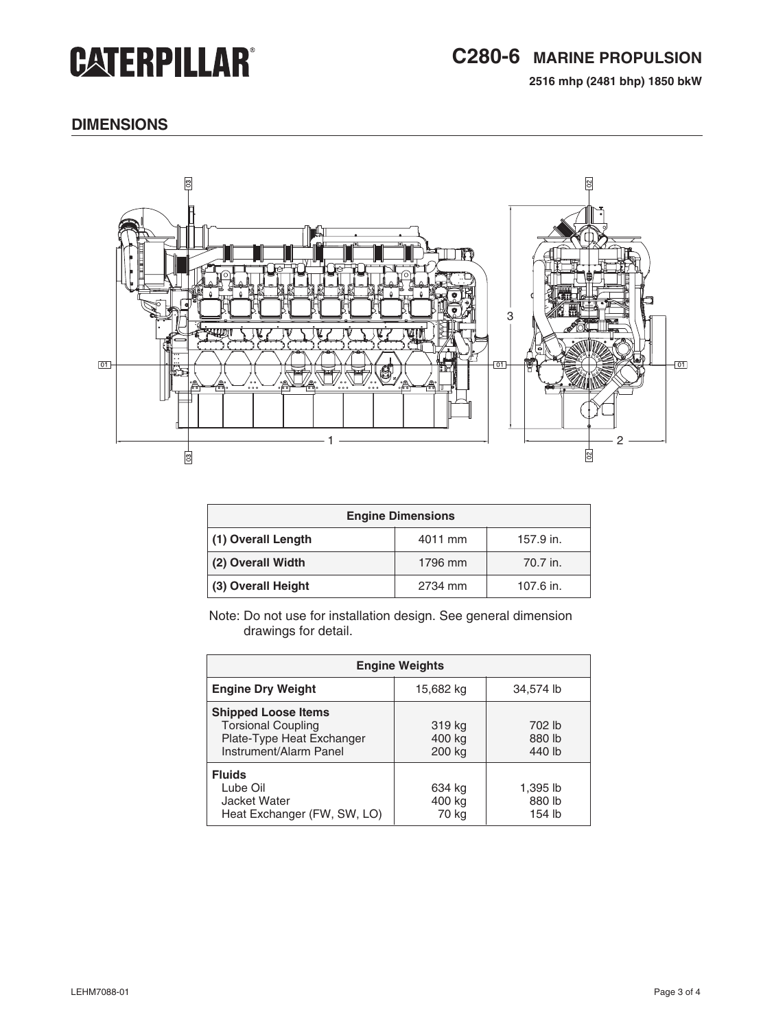# C280-6 MARINE PROPULSION

**2516 mhp (2481 bhp) 1850 bkW**

## DIMENSIONS

| Engine Dimensions | | |
|---|---|---|
| **(1) Overall Length** | 4011 mm | 157.9 in. |
| **(2) Overall Width** | 1796 mm | 70.7 in. |
| **(3) Overall Height** | 2734 mm | 107.6 in. |

Note: Do not use for installation design. See general dimension drawings for detail.

| Engine Weights | | |
|---|---|---|
| **Engine Dry Weight** | 15,682 kg | 34,574 lb |
| **Shipped Loose Items** | | |
| Torsional Coupling | 319 kg | 702 lb |
| Plate-Type Heat Exchanger | 400 kg | 880 lb |
| Instrument/Alarm Panel | 200 kg | 440 lb |
| **Fluids** | | |
| Lube Oil | 634 kg | 1,395 lb |
| Jacket Water | 400 kg | 880 lb |
| Heat Exchanger (FW, SW, LO) | 70 kg | 154 lb |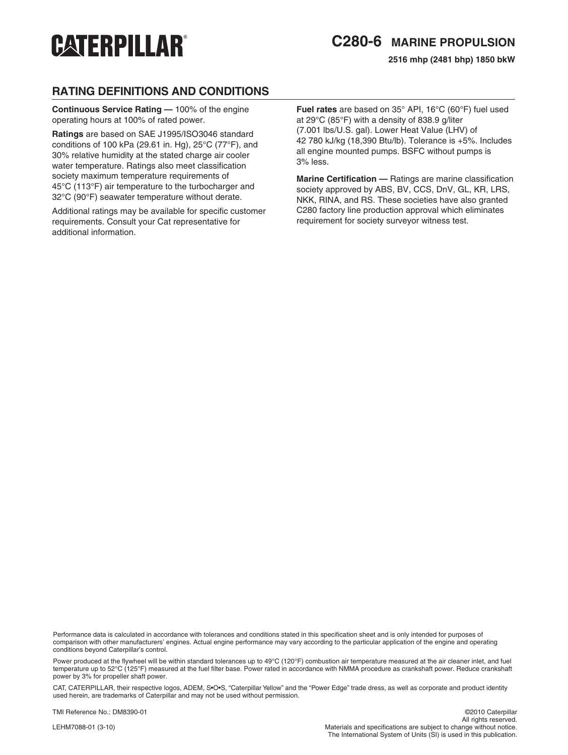# C280-6 MARINE PROPULSION

**2516 mhp (2481 bhp) 1850 bkW**

## RATING DEFINITIONS AND CONDITIONS

**Continuous Service Rating —** 100% of the engine operating hours at 100% of rated power.

**Ratings** are based on SAE J1995/ISO3046 standard conditions of 100 kPa (29.61 in. Hg), 25°C (77°F), and 30% relative humidity at the stated charge air cooler water temperature. Ratings also meet classification society maximum temperature requirements of 45°C (113°F) air temperature to the turbocharger and 32°C (90°F) seawater temperature without derate.

Additional ratings may be available for specific customer requirements. Consult your Cat representative for additional information.

**Fuel rates** are based on 35° API, 16°C (60°F) fuel used at 29°C (85°F) with a density of 838.9 g/liter (7.001 lbs/U.S. gal). Lower Heat Value (LHV) of 42 780 kJ/kg (18,390 Btu/lb). Tolerance is +5%. Includes all engine mounted pumps. BSFC without pumps is 3% less.

**Marine Certification —** Ratings are marine classification society approved by ABS, BV, CCS, DnV, GL, KR, LRS, NKK, RINA, and RS. These societies have also granted C280 factory line production approval which eliminates requirement for society surveyor witness test.

Performance data is calculated in accordance with tolerances and conditions stated in this specification sheet and is only intended for purposes of comparison with other manufacturers' engines. Actual engine performance may vary according to the particular application of the engine and operating conditions beyond Caterpillar's control.

Power produced at the flywheel will be within standard tolerances up to 49°C (120°F) combustion air temperature measured at the air cleaner inlet, and fuel temperature up to 52°C (125°F) measured at the fuel filter base. Power rated in accordance with NMMA procedure as crankshaft power. Reduce crankshaft power by 3% for propeller shaft power.

CAT, CATERPILLAR, their respective logos, ADEM, S•O•S, "Caterpillar Yellow" and the "Power Edge" trade dress, as well as corporate and product identity used herein, are trademarks of Caterpillar and may not be used without permission.

TMI Reference No.: DM8390-01

LEHM7088-01 (3-10)

©2010 Caterpillar
All rights reserved.
Materials and specifications are subject to change without notice.
The International System of Units (SI) is used in this publication.